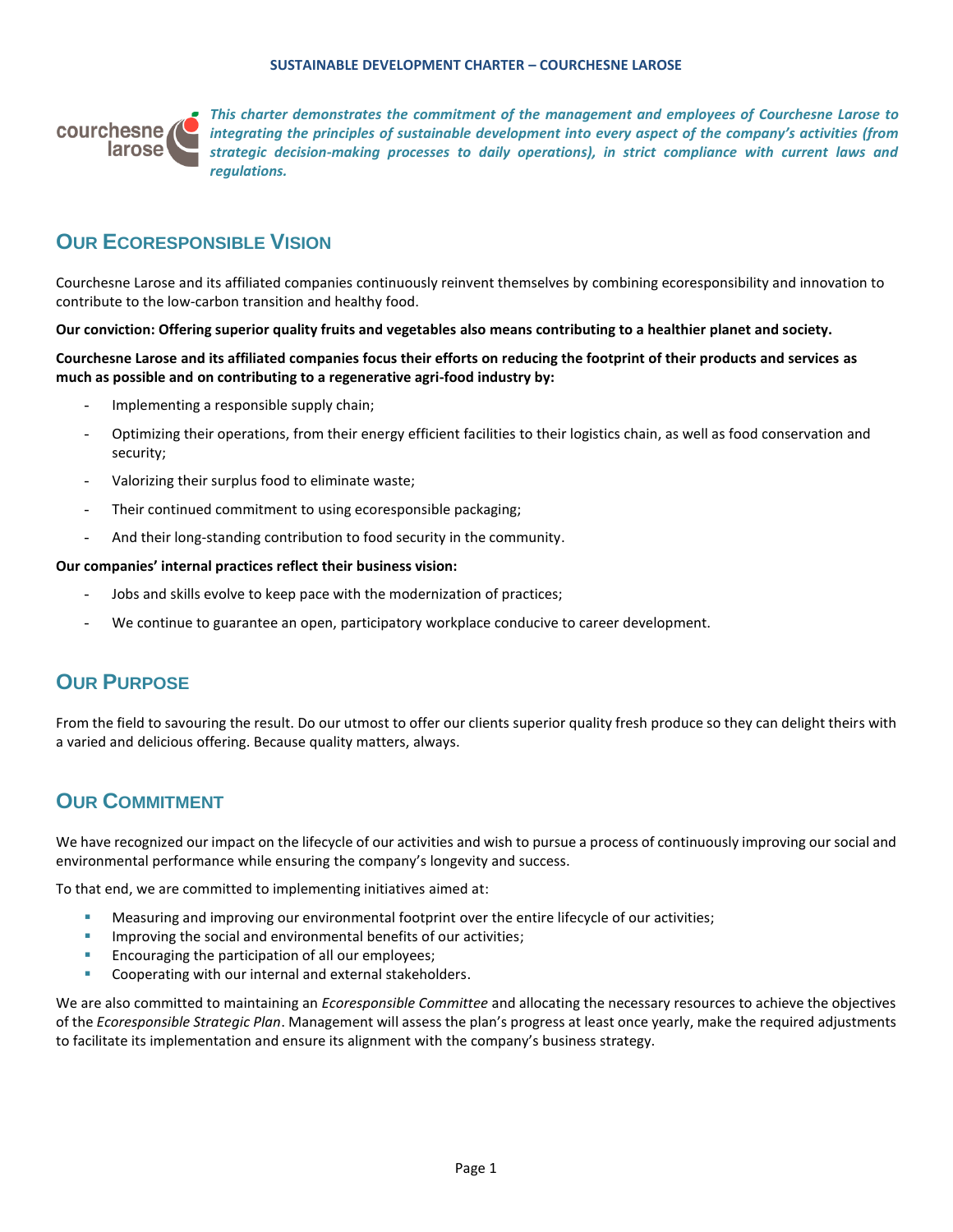**SUSTAINABLE DEVELOPMENT CHARTER – COURCHESNE LAROSE**

***This charter demonstrates the commitment of the management and employees of Courchesne Larose to integrating the principles of sustainable development into every aspect of the company's activities (from strategic decision-making processes to daily operations), in strict compliance with current laws and regulations.***

## Our Ecoresponsible Vision

Courchesne Larose and its affiliated companies continuously reinvent themselves by combining ecoresponsibility and innovation to contribute to the low-carbon transition and healthy food.

**Our conviction: Offering superior quality fruits and vegetables also means contributing to a healthier planet and society.**

**Courchesne Larose and its affiliated companies focus their efforts on reducing the footprint of their products and services as much as possible and on contributing to a regenerative agri-food industry by:**

- Implementing a responsible supply chain;
- Optimizing their operations, from their energy efficient facilities to their logistics chain, as well as food conservation and security;
- Valorizing their surplus food to eliminate waste;
- Their continued commitment to using ecoresponsible packaging;
- And their long-standing contribution to food security in the community.

**Our companies' internal practices reflect their business vision:**

- Jobs and skills evolve to keep pace with the modernization of practices;
- We continue to guarantee an open, participatory workplace conducive to career development.

## Our Purpose

From the field to savouring the result. Do our utmost to offer our clients superior quality fresh produce so they can delight theirs with a varied and delicious offering. Because quality matters, always.

## Our Commitment

We have recognized our impact on the lifecycle of our activities and wish to pursue a process of continuously improving our social and environmental performance while ensuring the company's longevity and success.

To that end, we are committed to implementing initiatives aimed at:

- Measuring and improving our environmental footprint over the entire lifecycle of our activities;
- Improving the social and environmental benefits of our activities;
- Encouraging the participation of all our employees;
- Cooperating with our internal and external stakeholders.

We are also committed to maintaining an *Ecoresponsible Committee* and allocating the necessary resources to achieve the objectives of the *Ecoresponsible Strategic Plan*. Management will assess the plan's progress at least once yearly, make the required adjustments to facilitate its implementation and ensure its alignment with the company's business strategy.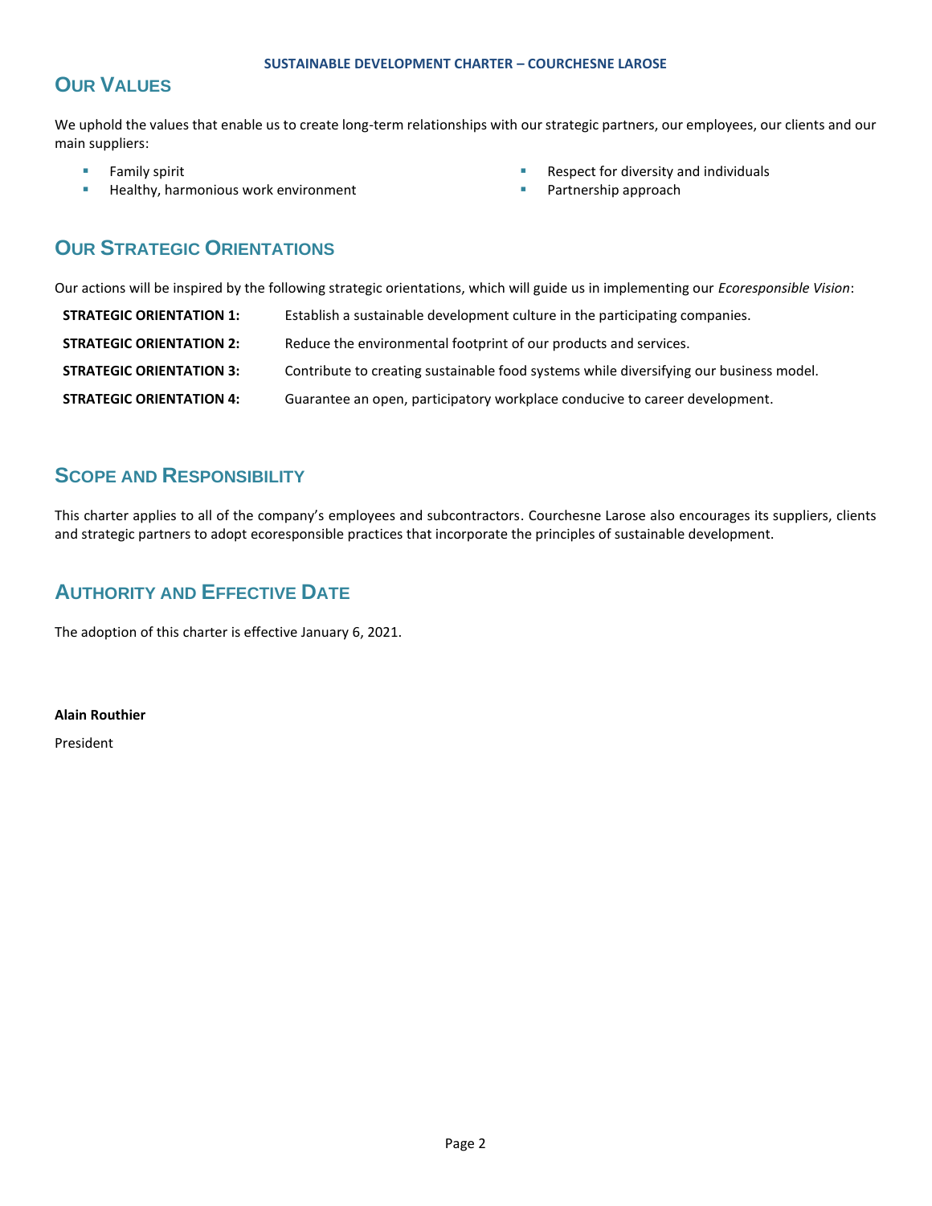## Our Values

We uphold the values that enable us to create long-term relationships with our strategic partners, our employees, our clients and our main suppliers:

- Family spirit
- Healthy, harmonious work environment
- Respect for diversity and individuals
- Partnership approach

## Our Strategic Orientations

Our actions will be inspired by the following strategic orientations, which will guide us in implementing our *Ecoresponsible Vision*:

| | |
|---|---|
| **STRATEGIC ORIENTATION 1:** | Establish a sustainable development culture in the participating companies. |
| **STRATEGIC ORIENTATION 2:** | Reduce the environmental footprint of our products and services. |
| **STRATEGIC ORIENTATION 3:** | Contribute to creating sustainable food systems while diversifying our business model. |
| **STRATEGIC ORIENTATION 4:** | Guarantee an open, participatory workplace conducive to career development. |

## Scope and Responsibility

This charter applies to all of the company's employees and subcontractors. Courchesne Larose also encourages its suppliers, clients and strategic partners to adopt ecoresponsible practices that incorporate the principles of sustainable development.

## Authority and Effective Date

The adoption of this charter is effective January 6, 2021.

**Alain Routhier**

President